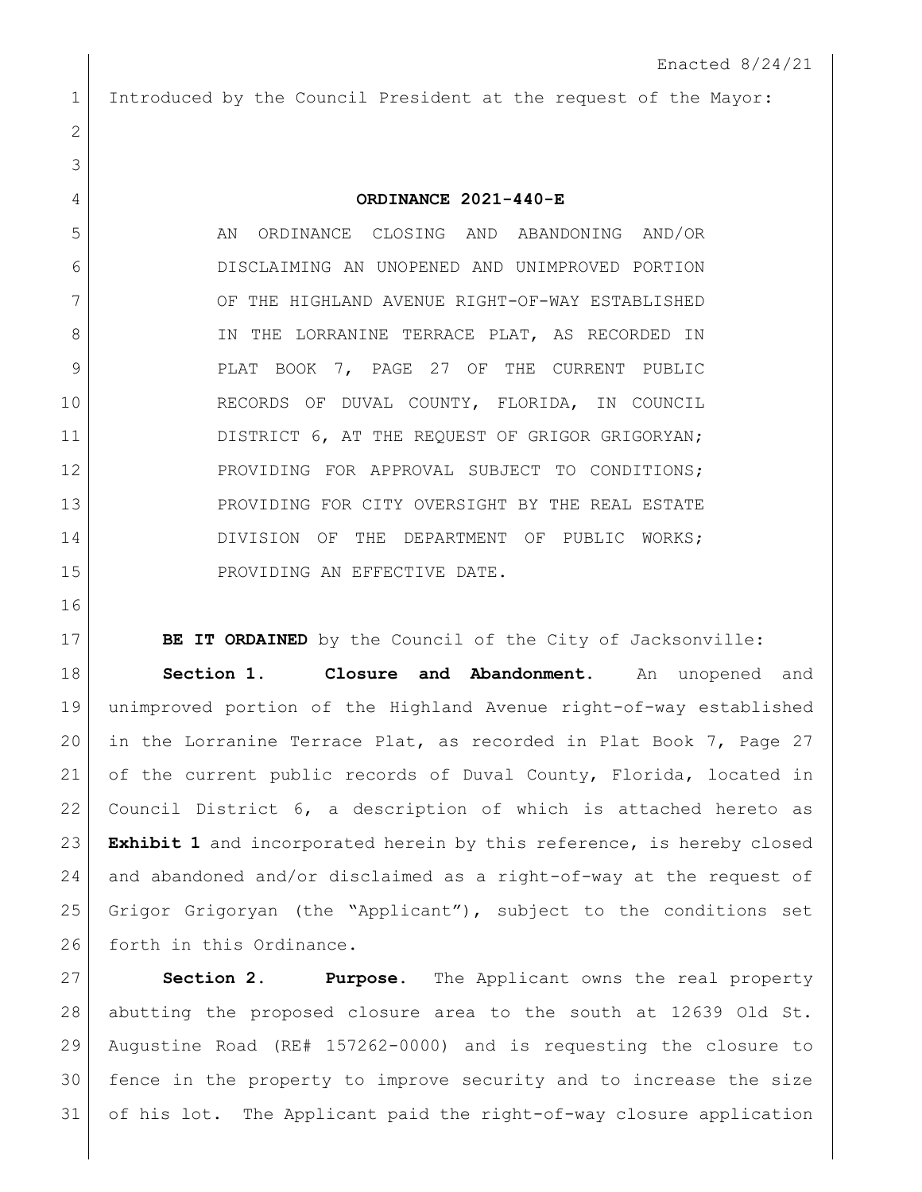Enacted 8/24/21

Introduced by the Council President at the request of the Mayor:

**ORDINANCE 2021-440-E**

AN ORDINANCE CLOSING AND ABANDONING AND/OR DISCLAIMING AN UNOPENED AND UNIMPROVED PORTION OF THE HIGHLAND AVENUE RIGHT-OF-WAY ESTABLISHED IN THE LORRANINE TERRACE PLAT, AS RECORDED IN PLAT BOOK 7, PAGE 27 OF THE CURRENT PUBLIC RECORDS OF DUVAL COUNTY, FLORIDA, IN COUNCIL DISTRICT 6, AT THE REQUEST OF GRIGOR GRIGORYAN; PROVIDING FOR APPROVAL SUBJECT TO CONDITIONS; PROVIDING FOR CITY OVERSIGHT BY THE REAL ESTATE DIVISION OF THE DEPARTMENT OF PUBLIC WORKS; PROVIDING AN EFFECTIVE DATE.

**BE IT ORDAINED** by the Council of the City of Jacksonville:

**Section 1. Closure and Abandonment.** An unopened and unimproved portion of the Highland Avenue right-of-way established in the Lorranine Terrace Plat, as recorded in Plat Book 7, Page 27 of the current public records of Duval County, Florida, located in Council District 6, a description of which is attached hereto as **Exhibit 1** and incorporated herein by this reference, is hereby closed and abandoned and/or disclaimed as a right-of-way at the request of Grigor Grigoryan (the "Applicant"), subject to the conditions set forth in this Ordinance.

**Section 2. Purpose.** The Applicant owns the real property abutting the proposed closure area to the south at 12639 Old St. Augustine Road (RE# 157262-0000) and is requesting the closure to fence in the property to improve security and to increase the size of his lot. The Applicant paid the right-of-way closure application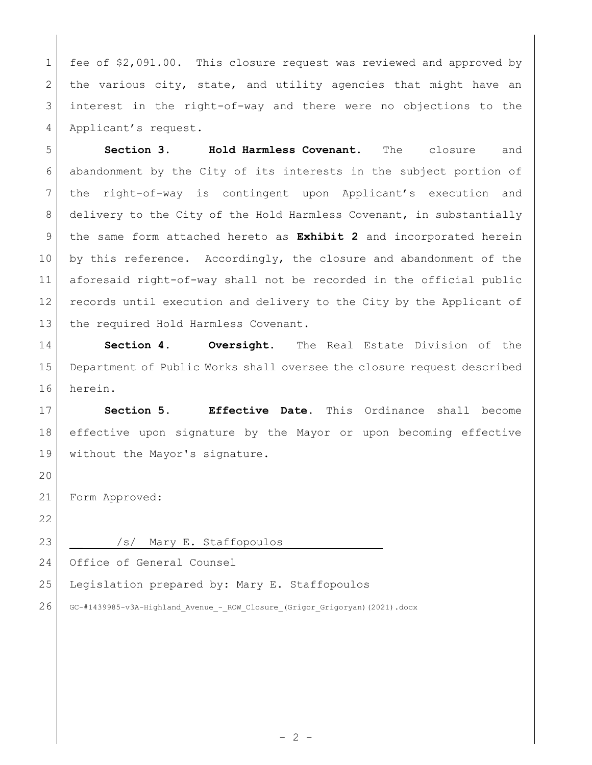fee of $2,091.00. This closure request was reviewed and approved by the various city, state, and utility agencies that might have an interest in the right-of-way and there were no objections to the Applicant's request.

**Section 3. Hold Harmless Covenant.** The closure and abandonment by the City of its interests in the subject portion of the right-of-way is contingent upon Applicant's execution and delivery to the City of the Hold Harmless Covenant, in substantially the same form attached hereto as **Exhibit 2** and incorporated herein by this reference. Accordingly, the closure and abandonment of the aforesaid right-of-way shall not be recorded in the official public records until execution and delivery to the City by the Applicant of the required Hold Harmless Covenant.

**Section 4. Oversight.** The Real Estate Division of the Department of Public Works shall oversee the closure request described herein.

**Section 5. Effective Date.** This Ordinance shall become effective upon signature by the Mayor or upon becoming effective without the Mayor's signature.

Form Approved:

/s/ Mary E. Staffopoulos

Office of General Counsel

Legislation prepared by: Mary E. Staffopoulos

GC-#1439985-v3A-Highland_Avenue_-_ROW_Closure_(Grigor_Grigoryan)(2021).docx